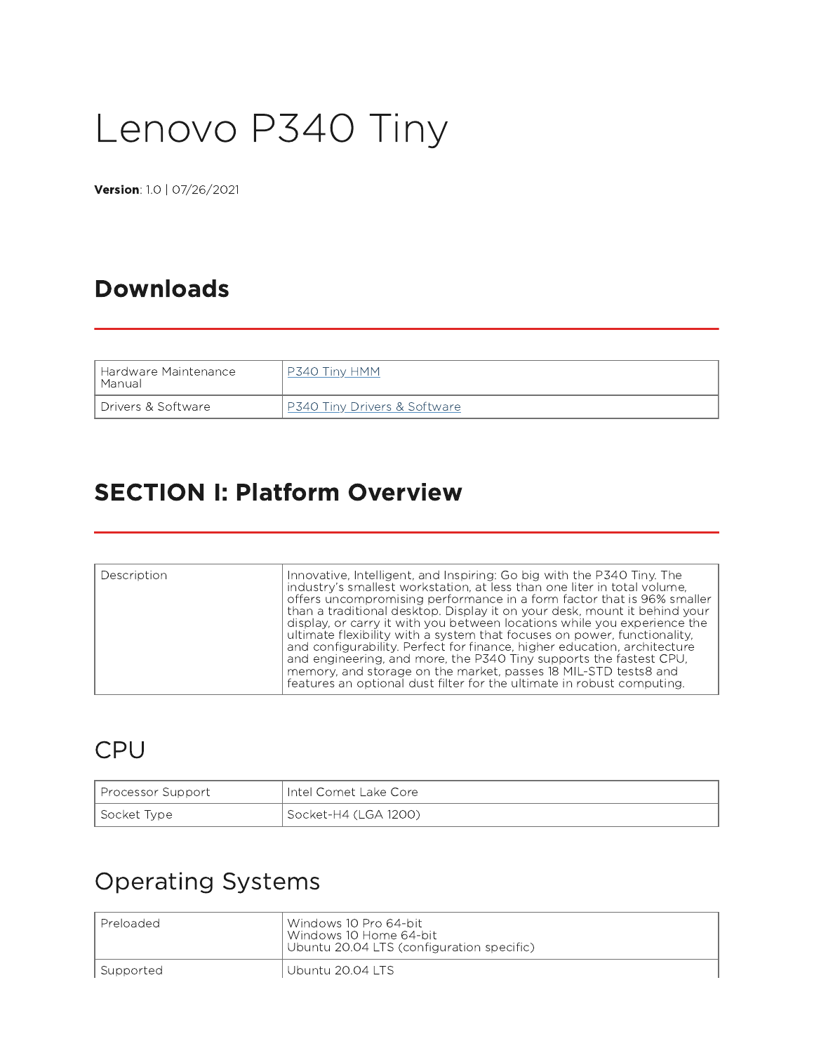# Lenovo P340 Tiny

**Version**: 1.0 | 07/26/2021

## Downloads

| | |
|---|---|
| Hardware Maintenance Manual | P340 Tiny HMM |
| Drivers & Software | P340 Tiny Drivers & Software |

## SECTION I: Platform Overview

| | |
|---|---|
| Description | Innovative, Intelligent, and Inspiring: Go big with the P340 Tiny. The industry's smallest workstation, at less than one liter in total volume, offers uncompromising performance in a form factor that is 96% smaller than a traditional desktop. Display it on your desk, mount it behind your display, or carry it with you between locations while you experience the ultimate flexibility with a system that focuses on power, functionality, and configurability. Perfect for finance, higher education, architecture and engineering, and more, the P340 Tiny supports the fastest CPU, memory, and storage on the market, passes 18 MIL-STD tests8 and features an optional dust filter for the ultimate in robust computing. |

### CPU

| | |
|---|---|
| Processor Support | Intel Comet Lake Core |
| Socket Type | Socket-H4 (LGA 1200) |

### Operating Systems

| | |
|---|---|
| Preloaded | Windows 10 Pro 64-bit<br>Windows 10 Home 64-bit<br>Ubuntu 20.04 LTS (configuration specific) |
| Supported | Ubuntu 20.04 LTS |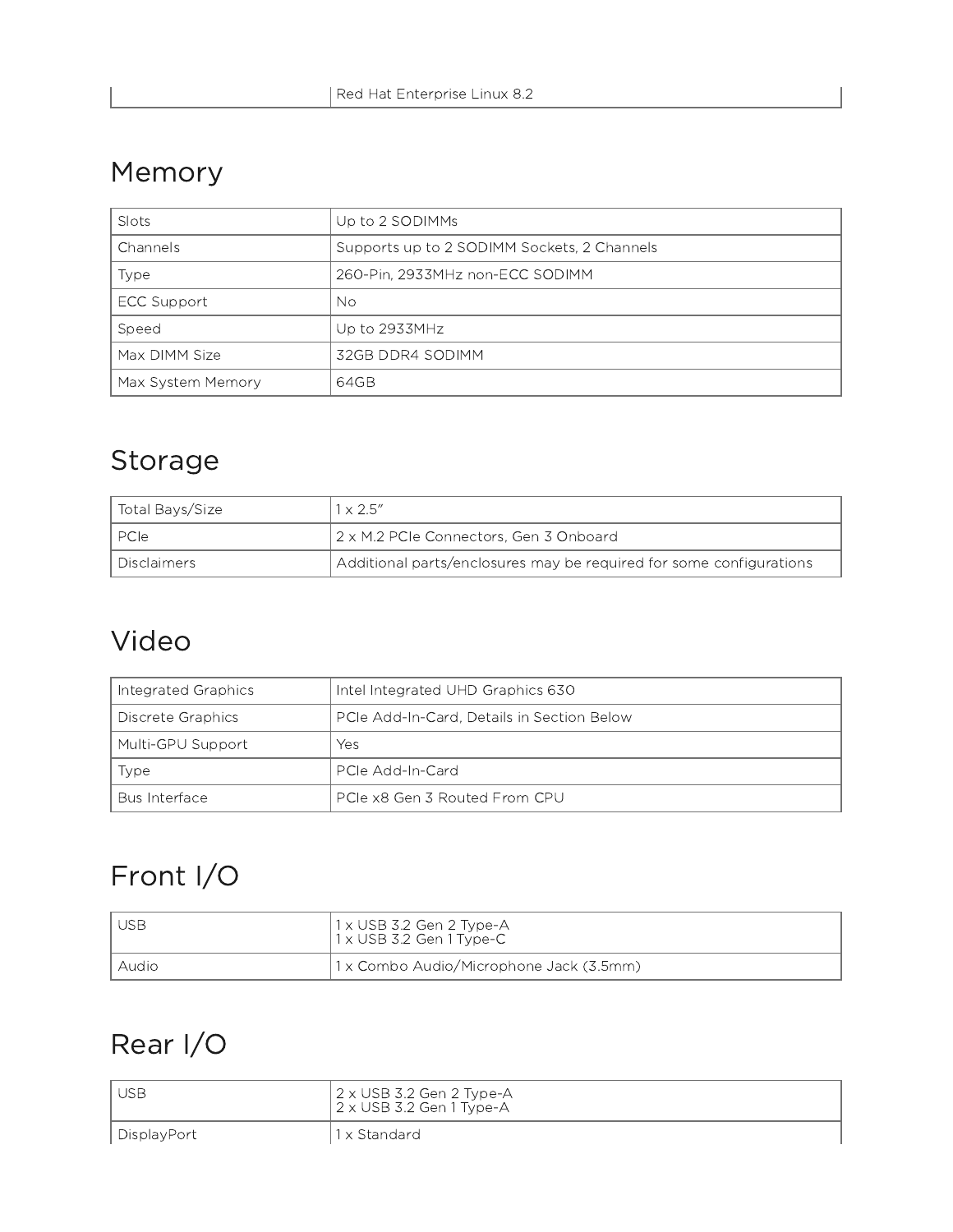| | Red Hat Enterprise Linux 8.2 |
|---|---|

## Memory

| Slots | Up to 2 SODIMMs |
|---|---|
| Channels | Supports up to 2 SODIMM Sockets, 2 Channels |
| Type | 260-Pin, 2933MHz non-ECC SODIMM |
| ECC Support | No |
| Speed | Up to 2933MHz |
| Max DIMM Size | 32GB DDR4 SODIMM |
| Max System Memory | 64GB |

## Storage

| Total Bays/Size | 1 x 2.5" |
|---|---|
| PCIe | 2 x M.2 PCIe Connectors, Gen 3 Onboard |
| Disclaimers | Additional parts/enclosures may be required for some configurations |

## Video

| Integrated Graphics | Intel Integrated UHD Graphics 630 |
|---|---|
| Discrete Graphics | PCIe Add-In-Card, Details in Section Below |
| Multi-GPU Support | Yes |
| Type | PCIe Add-In-Card |
| Bus Interface | PCIe x8 Gen 3 Routed From CPU |

## Front I/O

| USB | 1 x USB 3.2 Gen 2 Type-A<br>1 x USB 3.2 Gen 1 Type-C |
|---|---|
| Audio | 1 x Combo Audio/Microphone Jack (3.5mm) |

## Rear I/O

| USB | 2 x USB 3.2 Gen 2 Type-A<br>2 x USB 3.2 Gen 1 Type-A |
|---|---|
| DisplayPort | 1 x Standard |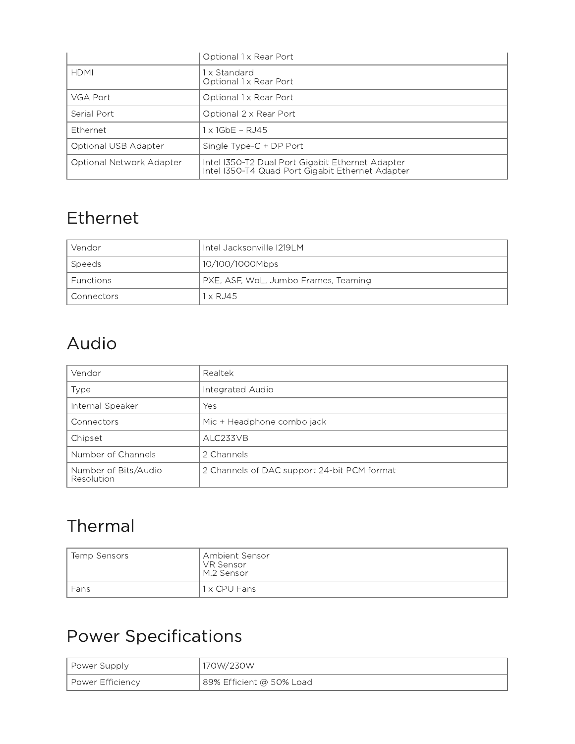| | |
|---|---|
| | Optional 1 x Rear Port |
| HDMI | 1 x Standard<br>Optional 1 x Rear Port |
| VGA Port | Optional 1 x Rear Port |
| Serial Port | Optional 2 x Rear Port |
| Ethernet | 1 x 1GbE – RJ45 |
| Optional USB Adapter | Single Type-C + DP Port |
| Optional Network Adapter | Intel I350-T2 Dual Port Gigabit Ethernet Adapter<br>Intel I350-T4 Quad Port Gigabit Ethernet Adapter |

# Ethernet

| | |
|---|---|
| Vendor | Intel Jacksonville I219LM |
| Speeds | 10/100/1000Mbps |
| Functions | PXE, ASF, WoL, Jumbo Frames, Teaming |
| Connectors | 1 x RJ45 |

# Audio

| | |
|---|---|
| Vendor | Realtek |
| Type | Integrated Audio |
| Internal Speaker | Yes |
| Connectors | Mic + Headphone combo jack |
| Chipset | ALC233VB |
| Number of Channels | 2 Channels |
| Number of Bits/Audio Resolution | 2 Channels of DAC support 24-bit PCM format |

# Thermal

| | |
|---|---|
| Temp Sensors | Ambient Sensor<br>VR Sensor<br>M.2 Sensor |
| Fans | 1 x CPU Fans |

# Power Specifications

| | |
|---|---|
| Power Supply | 170W/230W |
| Power Efficiency | 89% Efficient @ 50% Load |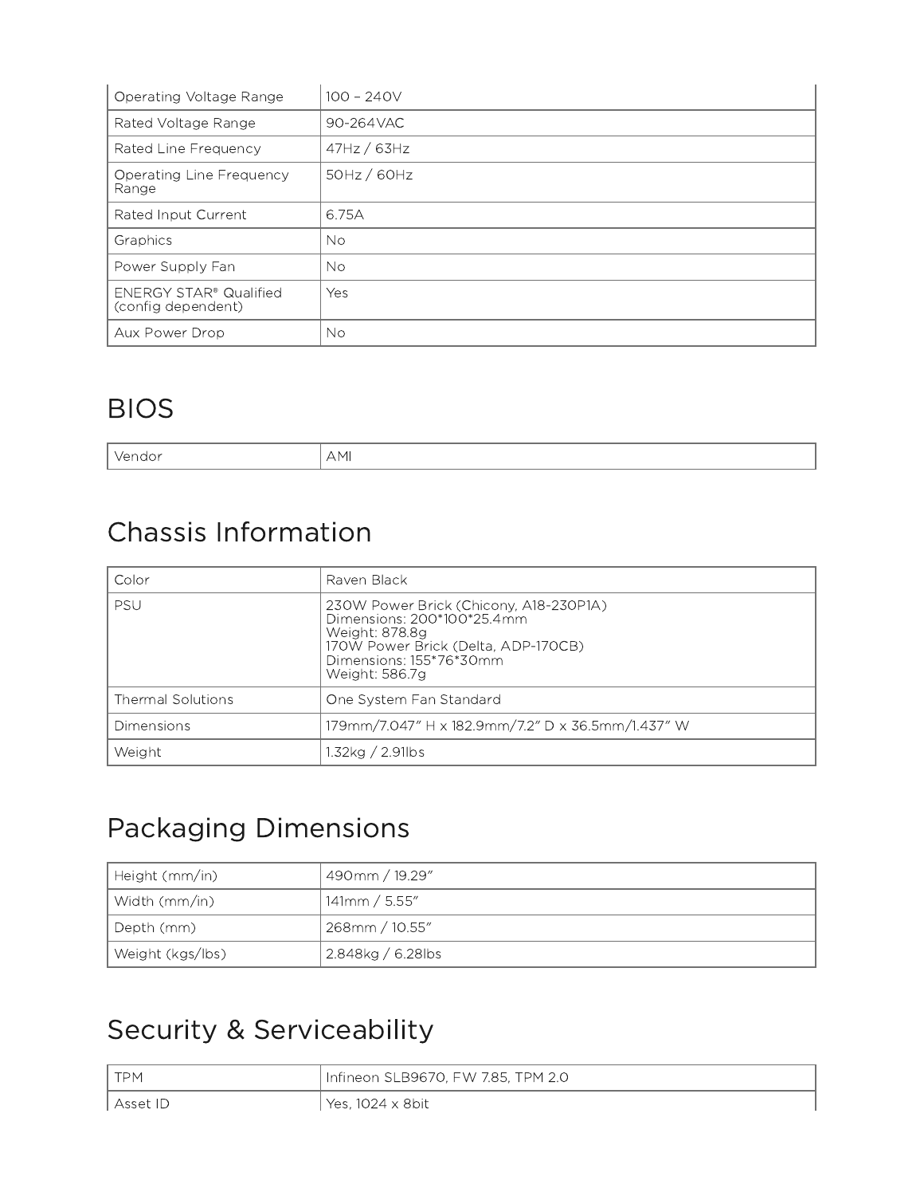| | |
|---|---|
| Operating Voltage Range | 100 – 240V |
| Rated Voltage Range | 90-264VAC |
| Rated Line Frequency | 47Hz / 63Hz |
| Operating Line Frequency Range | 50Hz / 60Hz |
| Rated Input Current | 6.75A |
| Graphics | No |
| Power Supply Fan | No |
| ENERGY STAR® Qualified (config dependent) | Yes |
| Aux Power Drop | No |

# BIOS

| | |
|---|---|
| Vendor | AMI |

# Chassis Information

| | |
|---|---|
| Color | Raven Black |
| PSU | 230W Power Brick (Chicony, A18-230P1A)<br>Dimensions: 200*100*25.4mm<br>Weight: 878.8g<br>170W Power Brick (Delta, ADP-170CB)<br>Dimensions: 155*76*30mm<br>Weight: 586.7g |
| Thermal Solutions | One System Fan Standard |
| Dimensions | 179mm/7.047" H x 182.9mm/7.2" D x 36.5mm/1.437" W |
| Weight | 1.32kg / 2.91lbs |

# Packaging Dimensions

| | |
|---|---|
| Height (mm/in) | 490mm / 19.29" |
| Width (mm/in) | 141mm / 5.55" |
| Depth (mm) | 268mm / 10.55" |
| Weight (kgs/lbs) | 2.848kg / 6.28lbs |

# Security & Serviceability

| | |
|---|---|
| TPM | Infineon SLB9670, FW 7.85, TPM 2.0 |
| Asset ID | Yes, 1024 x 8bit |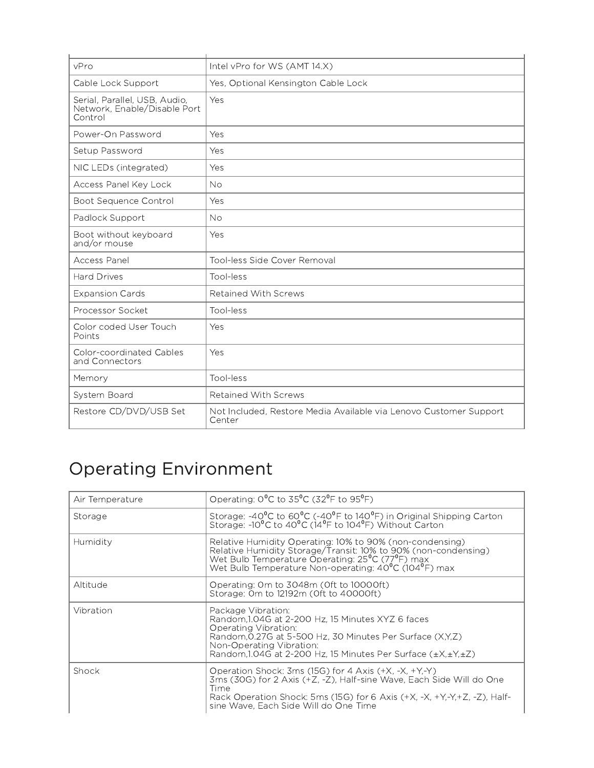| | |
|---|---|
| vPro | Intel vPro for WS (AMT 14.X) |
| Cable Lock Support | Yes, Optional Kensington Cable Lock |
| Serial, Parallel, USB, Audio, Network, Enable/Disable Port Control | Yes |
| Power-On Password | Yes |
| Setup Password | Yes |
| NIC LEDs (integrated) | Yes |
| Access Panel Key Lock | No |
| Boot Sequence Control | Yes |
| Padlock Support | No |
| Boot without keyboard and/or mouse | Yes |
| Access Panel | Tool-less Side Cover Removal |
| Hard Drives | Tool-less |
| Expansion Cards | Retained With Screws |
| Processor Socket | Tool-less |
| Color coded User Touch Points | Yes |
| Color-coordinated Cables and Connectors | Yes |
| Memory | Tool-less |
| System Board | Retained With Screws |
| Restore CD/DVD/USB Set | Not Included, Restore Media Available via Lenovo Customer Support Center |

# Operating Environment

| | |
|---|---|
| Air Temperature | Operating: 0⁰C to 35⁰C (32⁰F to 95⁰F) |
| Storage | Storage: -40⁰C to 60⁰C (-40⁰F to 140⁰F) in Original Shipping Carton<br>Storage: -10⁰C to 40⁰C (14⁰F to 104⁰F) Without Carton |
| Humidity | Relative Humidity Operating: 10% to 90% (non-condensing)<br>Relative Humidity Storage/Transit: 10% to 90% (non-condensing)<br>Wet Bulb Temperature Operating: 25⁰C (77⁰F) max<br>Wet Bulb Temperature Non-operating: 40⁰C (104⁰F) max |
| Altitude | Operating: 0m to 3048m (0ft to 10000ft)<br>Storage: 0m to 12192m (0ft to 40000ft) |
| Vibration | Package Vibration:<br>Random,1.04G at 2-200 Hz, 15 Minutes XYZ 6 faces<br>Operating Vibration:<br>Random,0.27G at 5-500 Hz, 30 Minutes Per Surface (X,Y,Z)<br>Non-Operating Vibration:<br>Random,1.04G at 2-200 Hz, 15 Minutes Per Surface (±X,±Y,±Z) |
| Shock | Operation Shock: 3ms (15G) for 4 Axis (+X, -X, +Y,-Y)<br>3ms (30G) for 2 Axis (+Z, -Z), Half-sine Wave, Each Side Will do One Time<br>Rack Operation Shock: 5ms (15G) for 6 Axis (+X, -X, +Y,-Y,+Z, -Z), Half-sine Wave, Each Side Will do One Time |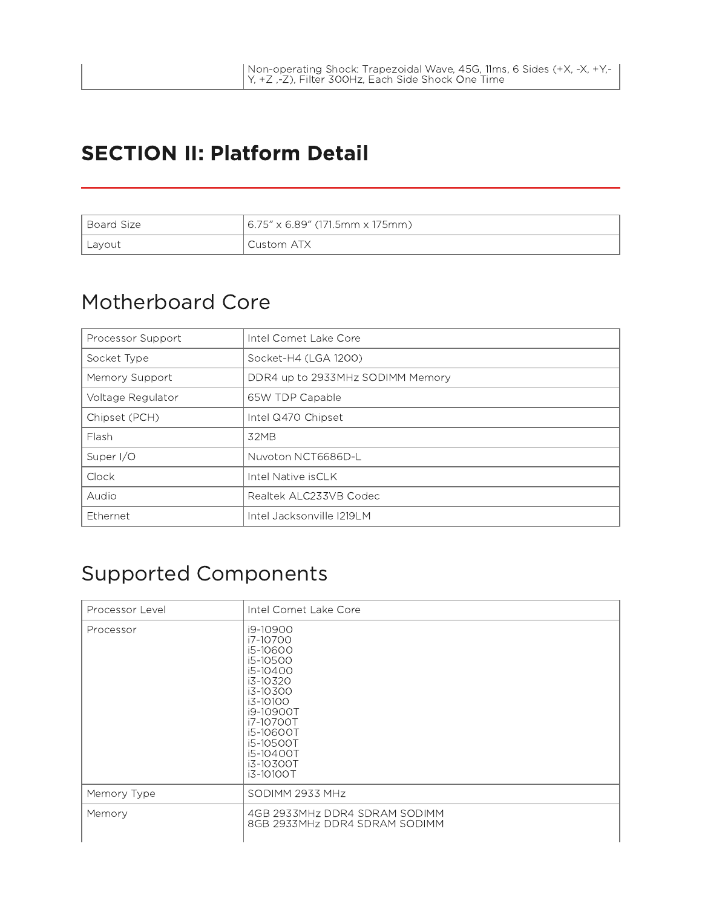| | Non-operating Shock: Trapezoidal Wave, 45G, 11ms, 6 Sides (+X, -X, +Y,-Y, +Z ,-Z), Filter 300Hz, Each Side Shock One Time |
|---|---|

# SECTION II: Platform Detail

| Board Size | 6.75" x 6.89" (171.5mm x 175mm) |
|---|---|
| Layout | Custom ATX |

## Motherboard Core

| Processor Support | Intel Comet Lake Core |
|---|---|
| Socket Type | Socket-H4 (LGA 1200) |
| Memory Support | DDR4 up to 2933MHz SODIMM Memory |
| Voltage Regulator | 65W TDP Capable |
| Chipset (PCH) | Intel Q470 Chipset |
| Flash | 32MB |
| Super I/O | Nuvoton NCT6686D-L |
| Clock | Intel Native isCLK |
| Audio | Realtek ALC233VB Codec |
| Ethernet | Intel Jacksonville I219LM |

## Supported Components

| Processor Level | Intel Comet Lake Core |
|---|---|
| Processor | i9-10900<br>i7-10700<br>i5-10600<br>i5-10500<br>i5-10400<br>i3-10320<br>i3-10300<br>i3-10100<br>i9-10900T<br>i7-10700T<br>i5-10600T<br>i5-10500T<br>i5-10400T<br>i3-10300T<br>i3-10100T |
| Memory Type | SODIMM 2933 MHz |
| Memory | 4GB 2933MHz DDR4 SDRAM SODIMM<br>8GB 2933MHz DDR4 SDRAM SODIMM |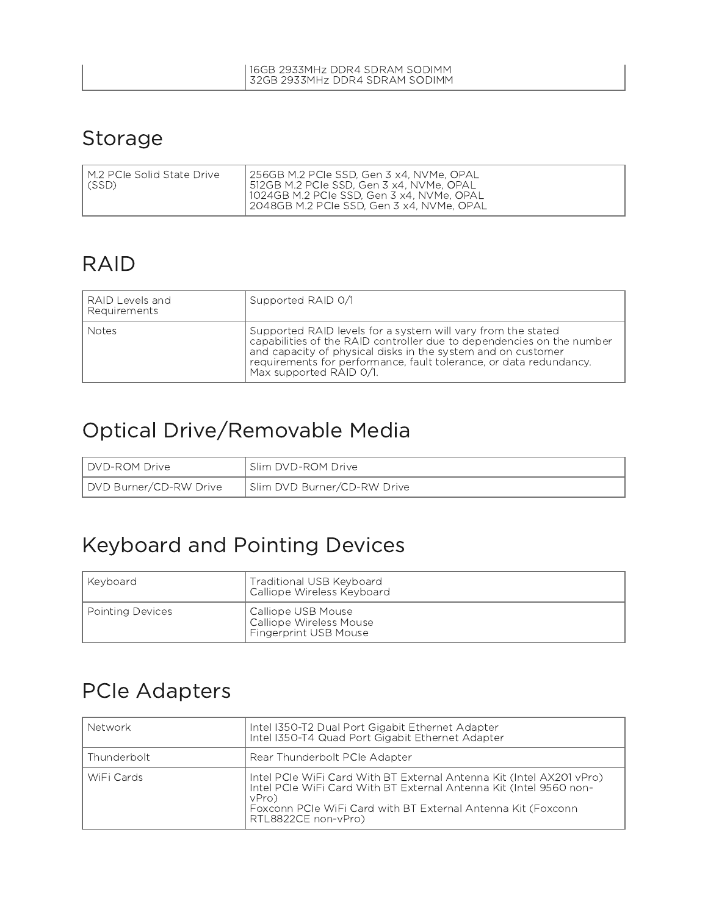| | |
|---|---|
| | 16GB 2933MHz DDR4 SDRAM SODIMM<br>32GB 2933MHz DDR4 SDRAM SODIMM |

## Storage

| | |
|---|---|
| M.2 PCIe Solid State Drive (SSD) | 256GB M.2 PCIe SSD, Gen 3 x4, NVMe, OPAL<br>512GB M.2 PCIe SSD, Gen 3 x4, NVMe, OPAL<br>1024GB M.2 PCIe SSD, Gen 3 x4, NVMe, OPAL<br>2048GB M.2 PCIe SSD, Gen 3 x4, NVMe, OPAL |

## RAID

| | |
|---|---|
| RAID Levels and Requirements | Supported RAID 0/1 |
| Notes | Supported RAID levels for a system will vary from the stated capabilities of the RAID controller due to dependencies on the number and capacity of physical disks in the system and on customer requirements for performance, fault tolerance, or data redundancy. Max supported RAID 0/1. |

## Optical Drive/Removable Media

| | |
|---|---|
| DVD-ROM Drive | Slim DVD-ROM Drive |
| DVD Burner/CD-RW Drive | Slim DVD Burner/CD-RW Drive |

## Keyboard and Pointing Devices

| | |
|---|---|
| Keyboard | Traditional USB Keyboard<br>Calliope Wireless Keyboard |
| Pointing Devices | Calliope USB Mouse<br>Calliope Wireless Mouse<br>Fingerprint USB Mouse |

## PCIe Adapters

| | |
|---|---|
| Network | Intel I350-T2 Dual Port Gigabit Ethernet Adapter<br>Intel I350-T4 Quad Port Gigabit Ethernet Adapter |
| Thunderbolt | Rear Thunderbolt PCIe Adapter |
| WiFi Cards | Intel PCIe WiFi Card With BT External Antenna Kit (Intel AX201 vPro)<br>Intel PCIe WiFi Card With BT External Antenna Kit (Intel 9560 non-vPro)<br>Foxconn PCIe WiFi Card with BT External Antenna Kit (Foxconn RTL8822CE non-vPro) |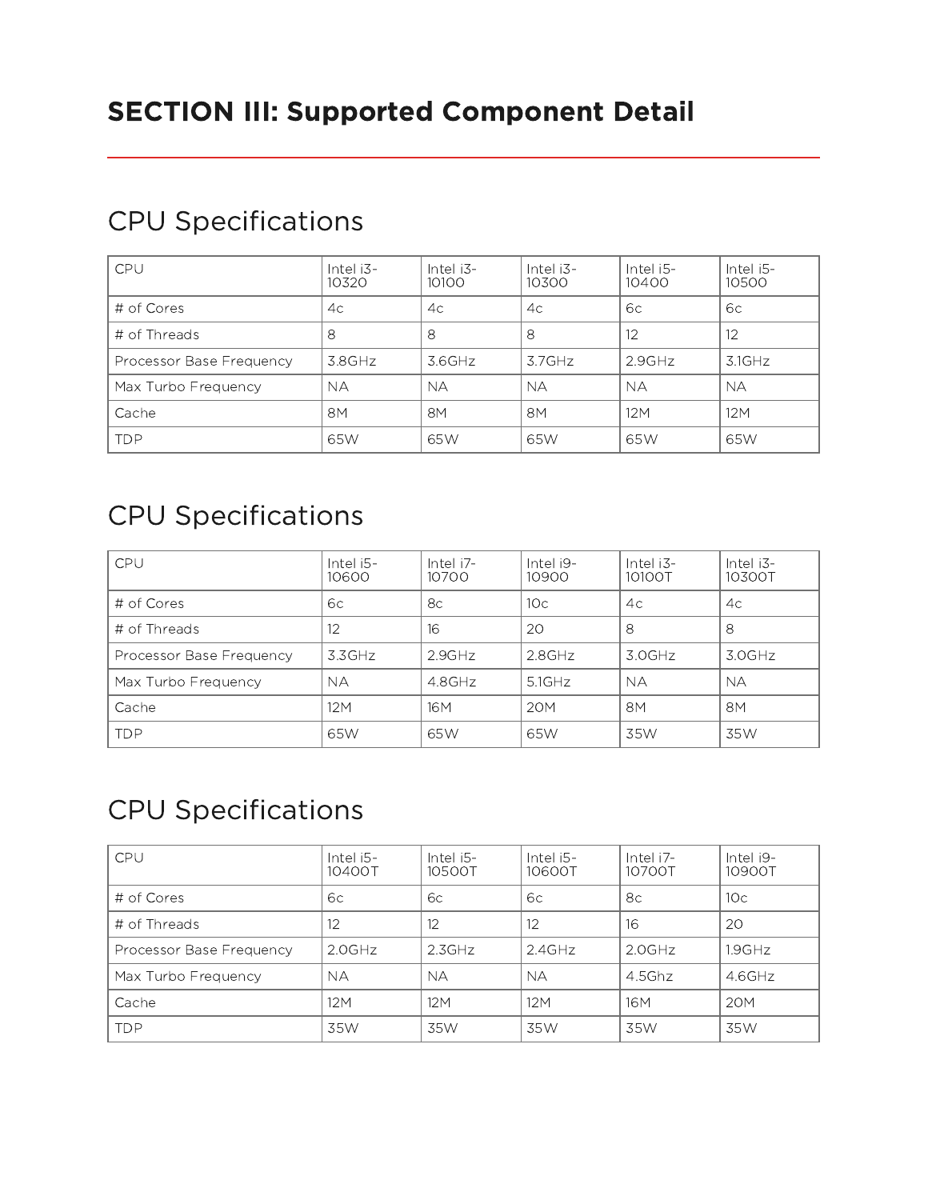# SECTION III: Supported Component Detail

## CPU Specifications

| CPU | Intel i3-10320 | Intel i3-10100 | Intel i3-10300 | Intel i5-10400 | Intel i5-10500 |
|---|---|---|---|---|---|
| # of Cores | 4c | 4c | 4c | 6c | 6c |
| # of Threads | 8 | 8 | 8 | 12 | 12 |
| Processor Base Frequency | 3.8GHz | 3.6GHz | 3.7GHz | 2.9GHz | 3.1GHz |
| Max Turbo Frequency | NA | NA | NA | NA | NA |
| Cache | 8M | 8M | 8M | 12M | 12M |
| TDP | 65W | 65W | 65W | 65W | 65W |

## CPU Specifications

| CPU | Intel i5-10600 | Intel i7-10700 | Intel i9-10900 | Intel i3-10100T | Intel i3-10300T |
|---|---|---|---|---|---|
| # of Cores | 6c | 8c | 10c | 4c | 4c |
| # of Threads | 12 | 16 | 20 | 8 | 8 |
| Processor Base Frequency | 3.3GHz | 2.9GHz | 2.8GHz | 3.0GHz | 3.0GHz |
| Max Turbo Frequency | NA | 4.8GHz | 5.1GHz | NA | NA |
| Cache | 12M | 16M | 20M | 8M | 8M |
| TDP | 65W | 65W | 65W | 35W | 35W |

## CPU Specifications

| CPU | Intel i5-10400T | Intel i5-10500T | Intel i5-10600T | Intel i7-10700T | Intel i9-10900T |
|---|---|---|---|---|---|
| # of Cores | 6c | 6c | 6c | 8c | 10c |
| # of Threads | 12 | 12 | 12 | 16 | 20 |
| Processor Base Frequency | 2.0GHz | 2.3GHz | 2.4GHz | 2.0GHz | 1.9GHz |
| Max Turbo Frequency | NA | NA | NA | 4.5Ghz | 4.6GHz |
| Cache | 12M | 12M | 12M | 16M | 20M |
| TDP | 35W | 35W | 35W | 35W | 35W |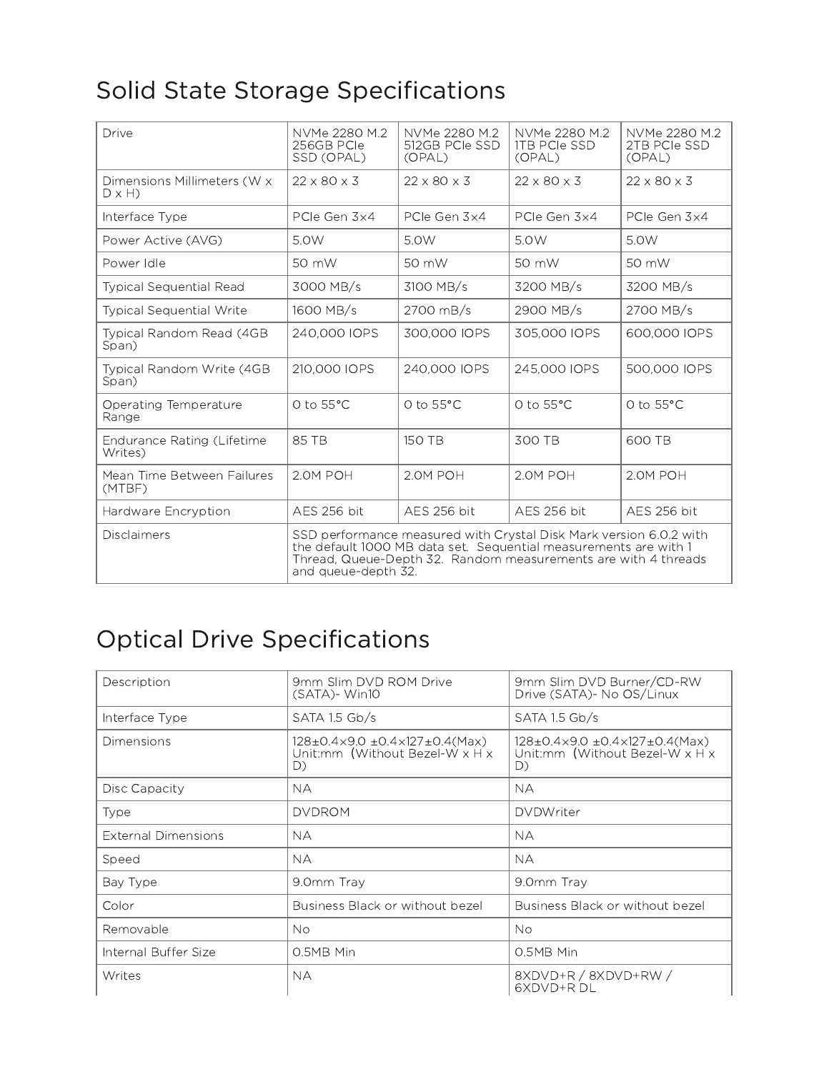# Solid State Storage Specifications

| Drive | NVMe 2280 M.2 256GB PCIe SSD (OPAL) | NVMe 2280 M.2 512GB PCIe SSD (OPAL) | NVMe 2280 M.2 1TB PCIe SSD (OPAL) | NVMe 2280 M.2 2TB PCIe SSD (OPAL) |
|---|---|---|---|---|
| Dimensions Millimeters (W x D x H) | 22 x 80 x 3 | 22 x 80 x 3 | 22 x 80 x 3 | 22 x 80 x 3 |
| Interface Type | PCIe Gen 3x4 | PCIe Gen 3x4 | PCIe Gen 3x4 | PCIe Gen 3x4 |
| Power Active (AVG) | 5.0W | 5.0W | 5.0W | 5.0W |
| Power Idle | 50 mW | 50 mW | 50 mW | 50 mW |
| Typical Sequential Read | 3000 MB/s | 3100 MB/s | 3200 MB/s | 3200 MB/s |
| Typical Sequential Write | 1600 MB/s | 2700 mB/s | 2900 MB/s | 2700 MB/s |
| Typical Random Read (4GB Span) | 240,000 IOPS | 300,000 IOPS | 305,000 IOPS | 600,000 IOPS |
| Typical Random Write (4GB Span) | 210,000 IOPS | 240,000 IOPS | 245,000 IOPS | 500,000 IOPS |
| Operating Temperature Range | 0 to 55°C | 0 to 55°C | 0 to 55°C | 0 to 55°C |
| Endurance Rating (Lifetime Writes) | 85 TB | 150 TB | 300 TB | 600 TB |
| Mean Time Between Failures (MTBF) | 2.0M POH | 2.0M POH | 2.0M POH | 2.0M POH |
| Hardware Encryption | AES 256 bit | AES 256 bit | AES 256 bit | AES 256 bit |
| Disclaimers | SSD performance measured with Crystal Disk Mark version 6.0.2 with the default 1000 MB data set. Sequential measurements are with 1 Thread, Queue-Depth 32. Random measurements are with 4 threads and queue-depth 32. | | | |

# Optical Drive Specifications

| Description | 9mm Slim DVD ROM Drive (SATA)- Win10 | 9mm Slim DVD Burner/CD-RW Drive (SATA)- No OS/Linux |
|---|---|---|
| Interface Type | SATA 1.5 Gb/s | SATA 1.5 Gb/s |
| Dimensions | 128±0.4×9.0 ±0.4×127±0.4(Max) Unit:mm (Without Bezel-W x H x D) | 128±0.4×9.0 ±0.4×127±0.4(Max) Unit:mm (Without Bezel-W x H x D) |
| Disc Capacity | NA | NA |
| Type | DVDROM | DVDWriter |
| External Dimensions | NA | NA |
| Speed | NA | NA |
| Bay Type | 9.0mm Tray | 9.0mm Tray |
| Color | Business Black or without bezel | Business Black or without bezel |
| Removable | No | No |
| Internal Buffer Size | 0.5MB Min | 0.5MB Min |
| Writes | NA | 8XDVD+R / 8XDVD+RW / 6XDVD+R DL |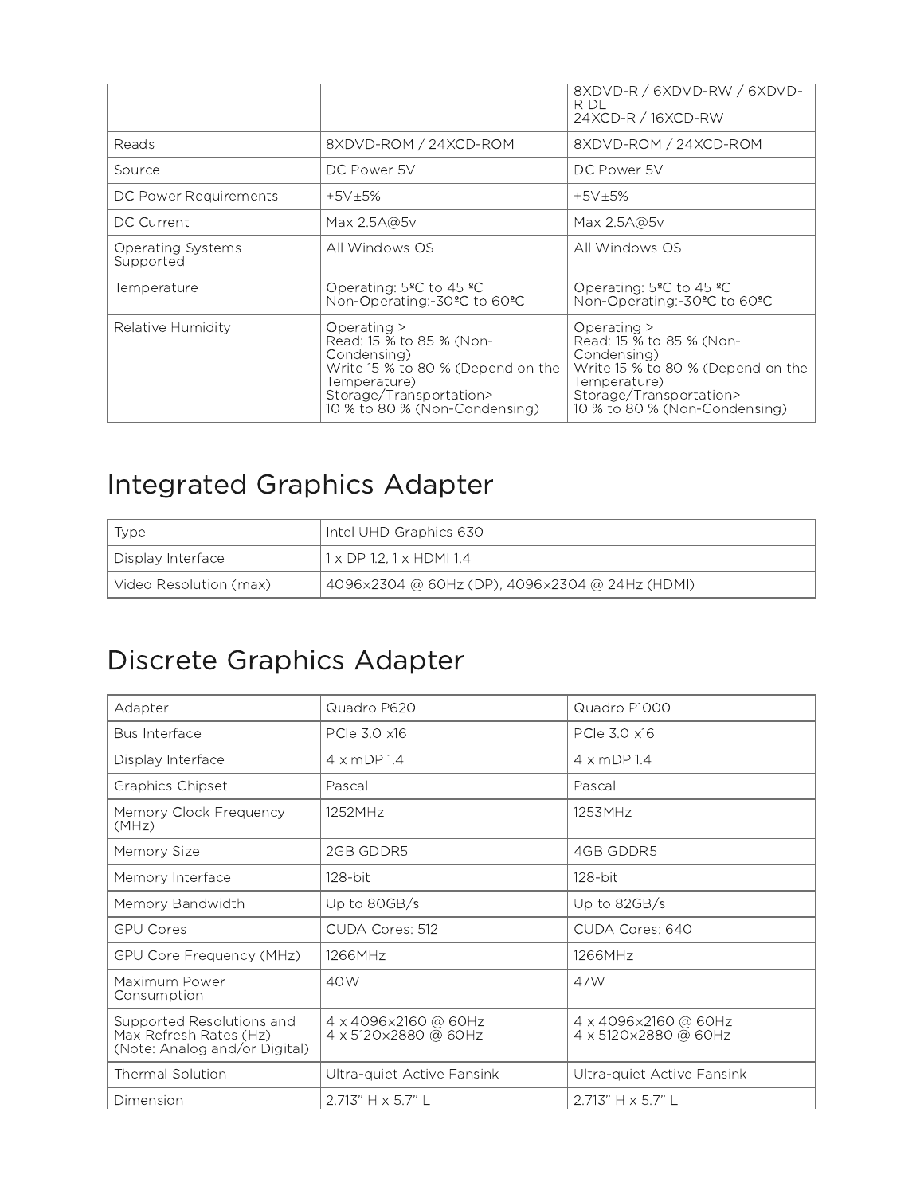| | | |
|---|---|---|
| | | 8XDVD-R / 6XDVD-RW / 6XDVD-R DL<br>24XCD-R / 16XCD-RW |
| Reads | 8XDVD-ROM / 24XCD-ROM | 8XDVD-ROM / 24XCD-ROM |
| Source | DC Power 5V | DC Power 5V |
| DC Power Requirements | +5V±5% | +5V±5% |
| DC Current | Max 2.5A@5v | Max 2.5A@5v |
| Operating Systems Supported | All Windows OS | All Windows OS |
| Temperature | Operating: 5ºC to 45 ºC<br>Non-Operating:-30ºC to 60ºC | Operating: 5ºC to 45 ºC<br>Non-Operating:-30ºC to 60ºC |
| Relative Humidity | Operating ><br>Read: 15 % to 85 % (Non-Condensing)<br>Write 15 % to 80 % (Depend on the Temperature)<br>Storage/Transportation><br>10 % to 80 % (Non-Condensing) | Operating ><br>Read: 15 % to 85 % (Non-Condensing)<br>Write 15 % to 80 % (Depend on the Temperature)<br>Storage/Transportation><br>10 % to 80 % (Non-Condensing) |

# Integrated Graphics Adapter

| | |
|---|---|
| Type | Intel UHD Graphics 630 |
| Display Interface | 1 x DP 1.2, 1 x HDMI 1.4 |
| Video Resolution (max) | 4096x2304 @ 60Hz (DP), 4096x2304 @ 24Hz (HDMI) |

# Discrete Graphics Adapter

| Adapter | Quadro P620 | Quadro P1000 |
|---|---|---|
| Bus Interface | PCIe 3.0 x16 | PCIe 3.0 x16 |
| Display Interface | 4 x mDP 1.4 | 4 x mDP 1.4 |
| Graphics Chipset | Pascal | Pascal |
| Memory Clock Frequency (MHz) | 1252MHz | 1253MHz |
| Memory Size | 2GB GDDR5 | 4GB GDDR5 |
| Memory Interface | 128-bit | 128-bit |
| Memory Bandwidth | Up to 80GB/s | Up to 82GB/s |
| GPU Cores | CUDA Cores: 512 | CUDA Cores: 640 |
| GPU Core Frequency (MHz) | 1266MHz | 1266MHz |
| Maximum Power Consumption | 40W | 47W |
| Supported Resolutions and Max Refresh Rates (Hz) (Note: Analog and/or Digital) | 4 x 4096x2160 @ 60Hz<br>4 x 5120x2880 @ 60Hz | 4 x 4096x2160 @ 60Hz<br>4 x 5120x2880 @ 60Hz |
| Thermal Solution | Ultra-quiet Active Fansink | Ultra-quiet Active Fansink |
| Dimension | 2.713" H x 5.7" L | 2.713" H x 5.7" L |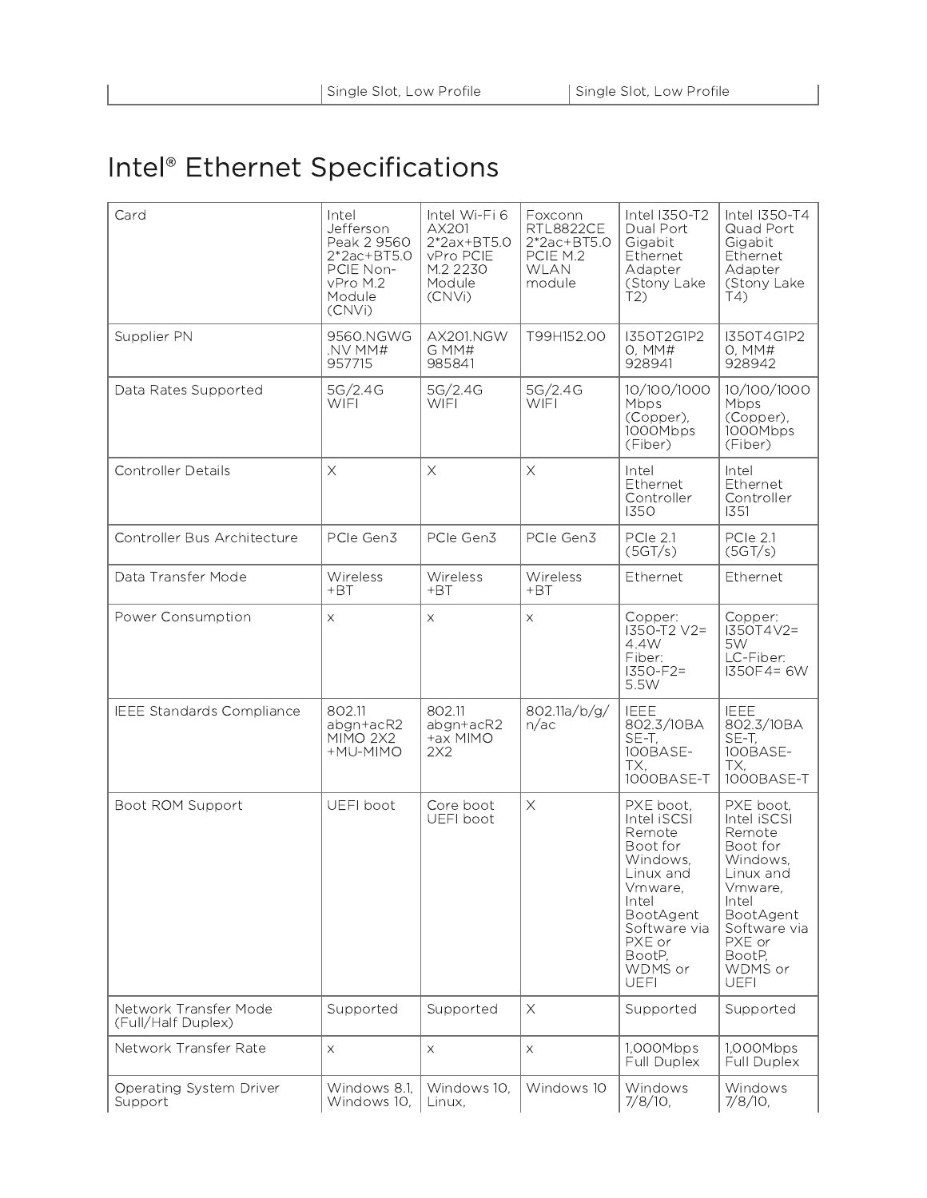| | Single Slot, Low Profile | Single Slot, Low Profile |
|---|---|---|

# Intel® Ethernet Specifications

| Card | Intel Jefferson Peak 2 9560 2*2ac+BT5.0 PCIE Non-vPro M.2 Module (CNVi) | Intel Wi-Fi 6 AX201 2*2ax+BT5.0 vPro PCIE M.2 2230 Module (CNVi) | Foxconn RTL8822CE 2*2ac+BT5.0 PCIE M.2 WLAN module | Intel I350-T2 Dual Port Gigabit Ethernet Adapter (Stony Lake T2) | Intel I350-T4 Quad Port Gigabit Ethernet Adapter (Stony Lake T4) |
|---|---|---|---|---|---|
| Supplier PN | 9560.NGWG.NV MM# 957715 | AX201.NGWG MM# 985841 | T99H152.00 | I350T2G1P20, MM# 928941 | I350T4G1P20, MM# 928942 |
| Data Rates Supported | 5G/2.4G WIFI | 5G/2.4G WIFI | 5G/2.4G WIFI | 10/100/1000 Mbps (Copper), 1000Mbps (Fiber) | 10/100/1000 Mbps (Copper), 1000Mbps (Fiber) |
| Controller Details | X | X | X | Intel Ethernet Controller I350 | Intel Ethernet Controller I351 |
| Controller Bus Architecture | PCIe Gen3 | PCIe Gen3 | PCIe Gen3 | PCIe 2.1 (5GT/s) | PCIe 2.1 (5GT/s) |
| Data Transfer Mode | Wireless +BT | Wireless +BT | Wireless +BT | Ethernet | Ethernet |
| Power Consumption | x | x | x | Copper: I350-T2 V2= 4.4W Fiber: I350-F2= 5.5W | Copper: I350T4V2= 5W LC-Fiber: I350F4= 6W |
| IEEE Standards Compliance | 802.11 abgn+acR2 MIMO 2X2 +MU-MIMO | 802.11 abgn+acR2 +ax MIMO 2X2 | 802.11a/b/g/n/ac | IEEE 802.3/10BASE-T, 100BASE-TX, 1000BASE-T | IEEE 802.3/10BASE-T, 100BASE-TX, 1000BASE-T |
| Boot ROM Support | UEFI boot | Core boot UEFI boot | X | PXE boot, Intel iSCSI Remote Boot for Windows, Linux and Vmware, Intel BootAgent Software via PXE or BootP, WDMS or UEFI | PXE boot, Intel iSCSI Remote Boot for Windows, Linux and Vmware, Intel BootAgent Software via PXE or BootP, WDMS or UEFI |
| Network Transfer Mode (Full/Half Duplex) | Supported | Supported | X | Supported | Supported |
| Network Transfer Rate | x | x | x | 1,000Mbps Full Duplex | 1,000Mbps Full Duplex |
| Operating System Driver Support | Windows 8.1, Windows 10, | Windows 10, Linux, | Windows 10 | Windows 7/8/10, | Windows 7/8/10, |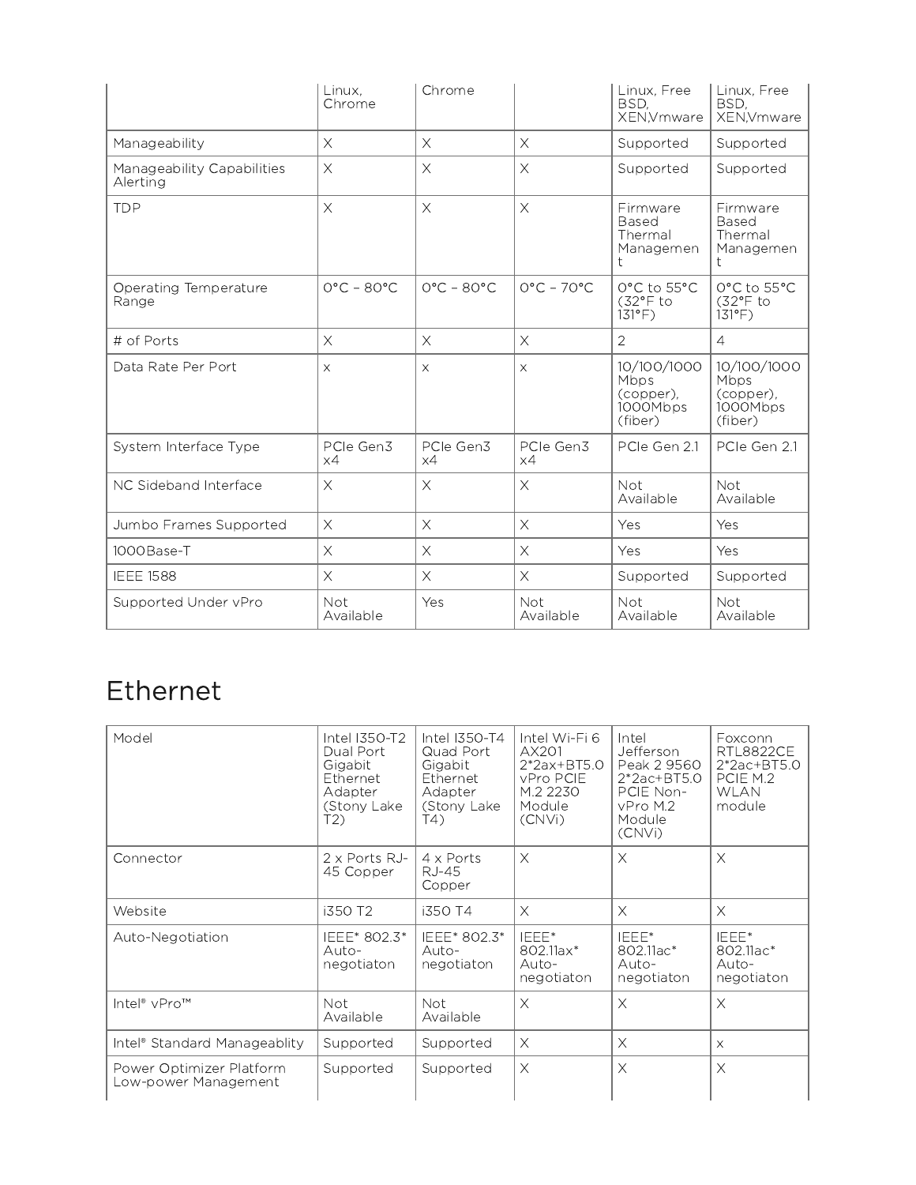|  | Linux, Chrome | Chrome |  | Linux, Free BSD, XEN,Vmware | Linux, Free BSD, XEN,Vmware |
|---|---|---|---|---|---|
| Manageability | X | X | X | Supported | Supported |
| Manageability Capabilities Alerting | X | X | X | Supported | Supported |
| TDP | X | X | X | Firmware Based Thermal Management | Firmware Based Thermal Management |
| Operating Temperature Range | 0°C – 80°C | 0°C – 80°C | 0°C – 70°C | 0°C to 55°C (32°F to 131°F) | 0°C to 55°C (32°F to 131°F) |
| # of Ports | X | X | X | 2 | 4 |
| Data Rate Per Port | x | x | x | 10/100/1000 Mbps (copper), 1000Mbps (fiber) | 10/100/1000 Mbps (copper), 1000Mbps (fiber) |
| System Interface Type | PCIe Gen3 x4 | PCIe Gen3 x4 | PCIe Gen3 x4 | PCIe Gen 2.1 | PCIe Gen 2.1 |
| NC Sideband Interface | X | X | X | Not Available | Not Available |
| Jumbo Frames Supported | X | X | X | Yes | Yes |
| 1000Base-T | X | X | X | Yes | Yes |
| IEEE 1588 | X | X | X | Supported | Supported |
| Supported Under vPro | Not Available | Yes | Not Available | Not Available | Not Available |

# Ethernet

| Model | Intel I350-T2 Dual Port Gigabit Ethernet Adapter (Stony Lake T2) | Intel I350-T4 Quad Port Gigabit Ethernet Adapter (Stony Lake T4) | Intel Wi-Fi 6 AX201 2*2ax+BT5.0 vPro PCIE M.2 2230 Module (CNVi) | Intel Jefferson Peak 2 9560 2*2ac+BT5.0 PCIE Non-vPro M.2 Module (CNVi) | Foxconn RTL8822CE 2*2ac+BT5.0 PCIE M.2 WLAN module |
|---|---|---|---|---|---|
| Connector | 2 x Ports RJ-45 Copper | 4 x Ports RJ-45 Copper | X | X | X |
| Website | i350 T2 | i350 T4 | X | X | X |
| Auto-Negotiation | IEEE* 802.3* Auto-negotiaton | IEEE* 802.3* Auto-negotiaton | IEEE* 802.11ax* Auto-negotiaton | IEEE* 802.11ac* Auto-negotiaton | IEEE* 802.11ac* Auto-negotiaton |
| Intel® vPro™ | Not Available | Not Available | X | X | X |
| Intel® Standard Manageablity | Supported | Supported | X | X | x |
| Power Optimizer Platform Low-power Management | Supported | Supported | X | X | X |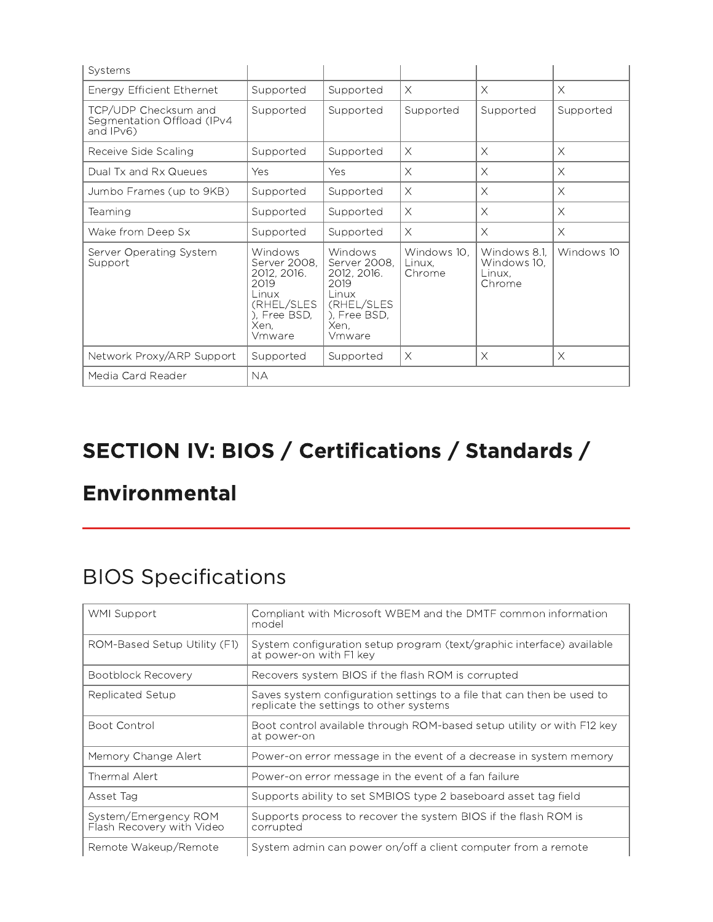| Systems | | | | | |
|---|---|---|---|---|---|
| Energy Efficient Ethernet | Supported | Supported | X | X | X |
| TCP/UDP Checksum and Segmentation Offload (IPv4 and IPv6) | Supported | Supported | Supported | Supported | Supported |
| Receive Side Scaling | Supported | Supported | X | X | X |
| Dual Tx and Rx Queues | Yes | Yes | X | X | X |
| Jumbo Frames (up to 9KB) | Supported | Supported | X | X | X |
| Teaming | Supported | Supported | X | X | X |
| Wake from Deep Sx | Supported | Supported | X | X | X |
| Server Operating System Support | Windows Server 2008, 2012, 2016. 2019 Linux (RHEL/SLES), Free BSD, Xen, Vmware | Windows Server 2008, 2012, 2016. 2019 Linux (RHEL/SLES), Free BSD, Xen, Vmware | Windows 10, Linux, Chrome | Windows 8.1, Windows 10, Linux, Chrome | Windows 10 |
| Network Proxy/ARP Support | Supported | Supported | X | X | X |
| Media Card Reader | NA | | | | |

# SECTION IV: BIOS / Certifications / Standards / Environmental

## BIOS Specifications

| | |
|---|---|
| WMI Support | Compliant with Microsoft WBEM and the DMTF common information model |
| ROM-Based Setup Utility (F1) | System configuration setup program (text/graphic interface) available at power-on with F1 key |
| Bootblock Recovery | Recovers system BIOS if the flash ROM is corrupted |
| Replicated Setup | Saves system configuration settings to a file that can then be used to replicate the settings to other systems |
| Boot Control | Boot control available through ROM-based setup utility or with F12 key at power-on |
| Memory Change Alert | Power-on error message in the event of a decrease in system memory |
| Thermal Alert | Power-on error message in the event of a fan failure |
| Asset Tag | Supports ability to set SMBIOS type 2 baseboard asset tag field |
| System/Emergency ROM Flash Recovery with Video | Supports process to recover the system BIOS if the flash ROM is corrupted |
| Remote Wakeup/Remote | System admin can power on/off a client computer from a remote |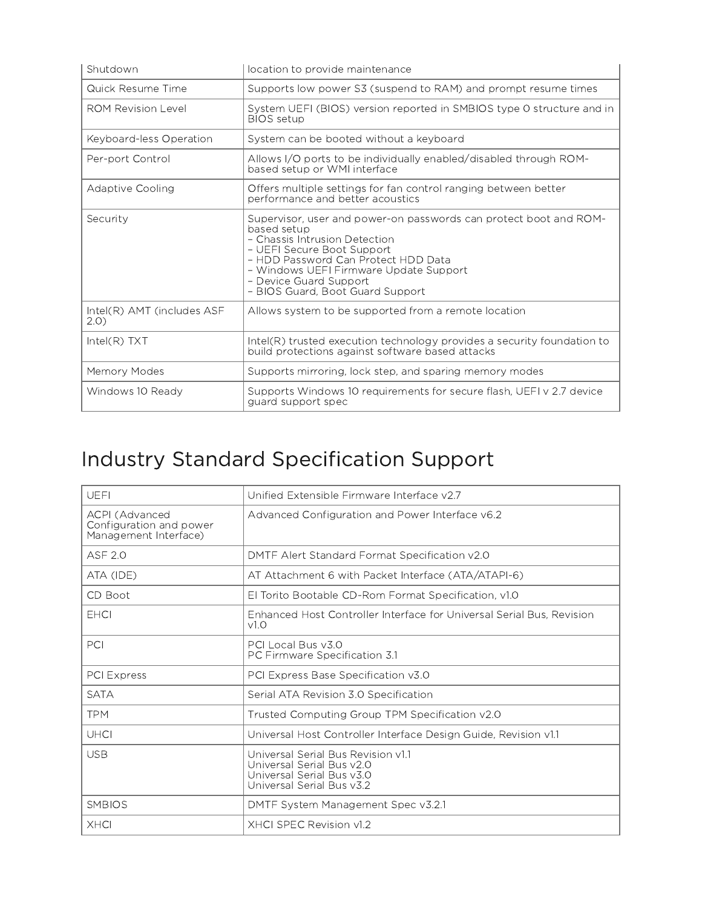| | |
|---|---|
| Shutdown | location to provide maintenance |
| Quick Resume Time | Supports low power S3 (suspend to RAM) and prompt resume times |
| ROM Revision Level | System UEFI (BIOS) version reported in SMBIOS type 0 structure and in BIOS setup |
| Keyboard-less Operation | System can be booted without a keyboard |
| Per-port Control | Allows I/O ports to be individually enabled/disabled through ROM-based setup or WMI interface |
| Adaptive Cooling | Offers multiple settings for fan control ranging between better performance and better acoustics |
| Security | Supervisor, user and power-on passwords can protect boot and ROM-based setup<br>– Chassis Intrusion Detection<br>– UEFI Secure Boot Support<br>– HDD Password Can Protect HDD Data<br>– Windows UEFI Firmware Update Support<br>– Device Guard Support<br>– BIOS Guard, Boot Guard Support |
| Intel(R) AMT (includes ASF 2.0) | Allows system to be supported from a remote location |
| Intel(R) TXT | Intel(R) trusted execution technology provides a security foundation to build protections against software based attacks |
| Memory Modes | Supports mirroring, lock step, and sparing memory modes |
| Windows 10 Ready | Supports Windows 10 requirements for secure flash, UEFI v 2.7 device guard support spec |

# Industry Standard Specification Support

| | |
|---|---|
| UEFI | Unified Extensible Firmware Interface v2.7 |
| ACPI (Advanced Configuration and power Management Interface) | Advanced Configuration and Power Interface v6.2 |
| ASF 2.0 | DMTF Alert Standard Format Specification v2.0 |
| ATA (IDE) | AT Attachment 6 with Packet Interface (ATA/ATAPI-6) |
| CD Boot | El Torito Bootable CD-Rom Format Specification, v1.0 |
| EHCI | Enhanced Host Controller Interface for Universal Serial Bus, Revision v1.0 |
| PCI | PCI Local Bus v3.0<br>PC Firmware Specification 3.1 |
| PCI Express | PCI Express Base Specification v3.0 |
| SATA | Serial ATA Revision 3.0 Specification |
| TPM | Trusted Computing Group TPM Specification v2.0 |
| UHCI | Universal Host Controller Interface Design Guide, Revision v1.1 |
| USB | Universal Serial Bus Revision v1.1<br>Universal Serial Bus v2.0<br>Universal Serial Bus v3.0<br>Universal Serial Bus v3.2 |
| SMBIOS | DMTF System Management Spec v3.2.1 |
| XHCI | XHCI SPEC Revision v1.2 |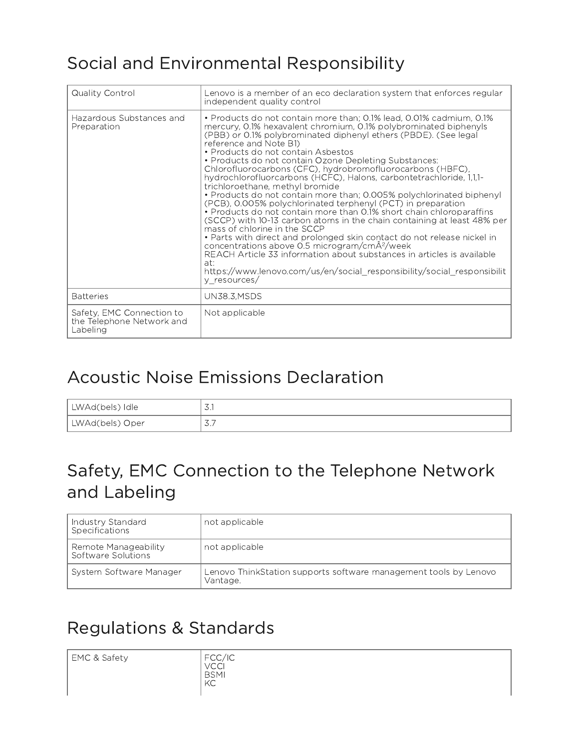## Social and Environmental Responsibility

| Quality Control | Lenovo is a member of an eco declaration system that enforces regular independent quality control |
|---|---|
| Hazardous Substances and Preparation | • Products do not contain more than; 0.1% lead, 0.01% cadmium, 0.1% mercury, 0.1% hexavalent chromium, 0.1% polybrominated biphenyls (PBB) or 0.1% polybrominated diphenyl ethers (PBDE). (See legal reference and Note B1)<br>• Products do not contain Asbestos<br>• Products do not contain Ozone Depleting Substances: Chlorofluorocarbons (CFC), hydrobromofluorocarbons (HBFC), hydrochlorofluorcarbons (HCFC), Halons, carbontetrachloride, 1,1,1-trichloroethane, methyl bromide<br>• Products do not contain more than; 0.005% polychlorinated biphenyl (PCB), 0.005% polychlorinated terphenyl (PCT) in preparation<br>• Products do not contain more than 0.1% short chain chloroparaffins (SCCP) with 10-13 carbon atoms in the chain containing at least 48% per mass of chlorine in the SCCP<br>• Parts with direct and prolonged skin contact do not release nickel in concentrations above 0.5 microgram/cmÂ²/week<br>REACH Article 33 information about substances in articles is available at:<br>https://www.lenovo.com/us/en/social_responsibility/social_responsibility_resources/ |
| Batteries | UN38.3,MSDS |
| Safety, EMC Connection to the Telephone Network and Labeling | Not applicable |

## Acoustic Noise Emissions Declaration

| LWAd(bels) Idle | 3.1 |
|---|---|
| LWAd(bels) Oper | 3.7 |

## Safety, EMC Connection to the Telephone Network and Labeling

| Industry Standard Specifications | not applicable |
|---|---|
| Remote Manageability Software Solutions | not applicable |
| System Software Manager | Lenovo ThinkStation supports software management tools by Lenovo Vantage. |

## Regulations & Standards

| EMC & Safety | FCC/IC<br>VCCI<br>BSMI<br>KC |
|---|---|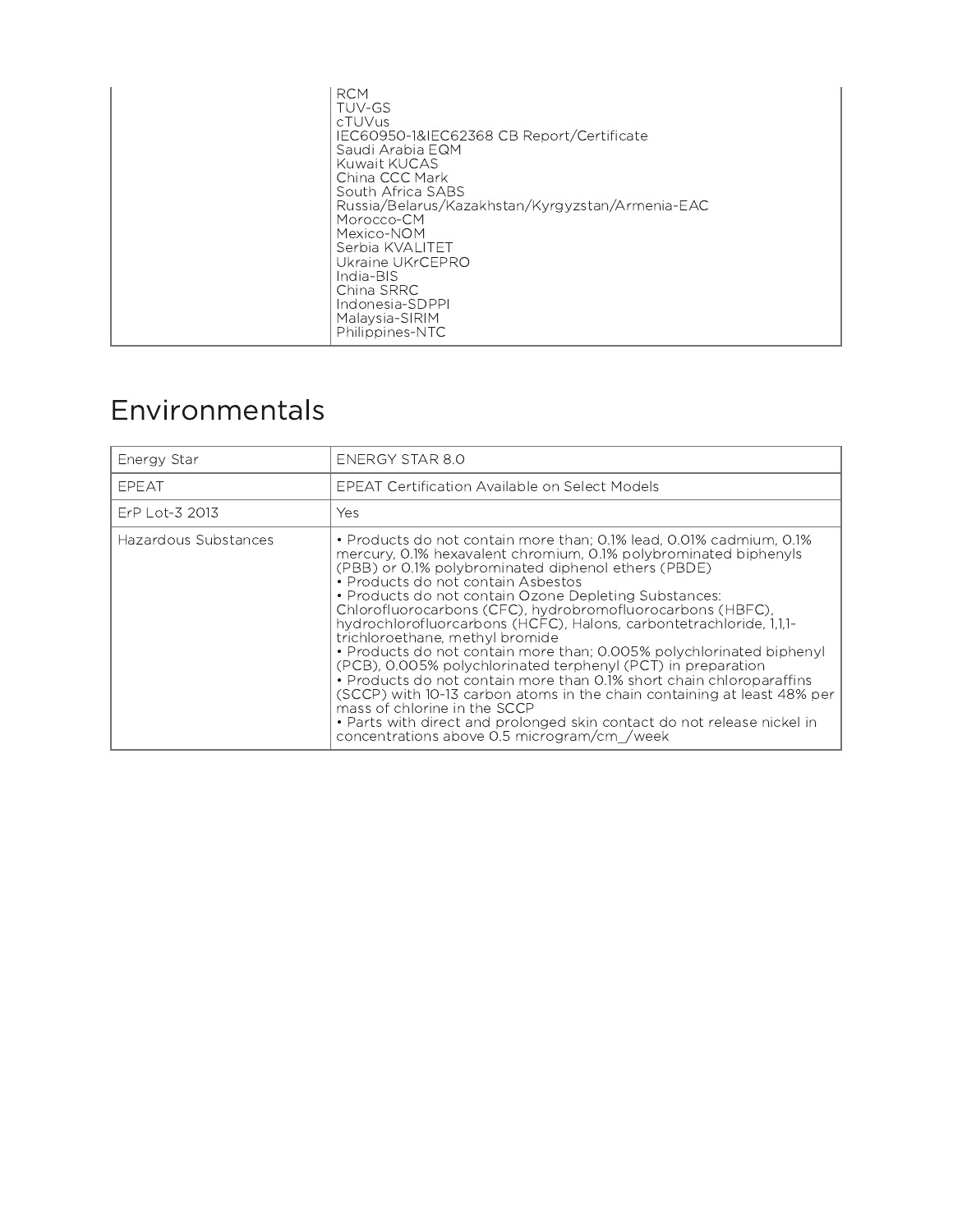| | |
|---|---|
| | RCM<br>TUV-GS<br>cTUVus<br>IEC60950-1&IEC62368 CB Report/Certificate<br>Saudi Arabia EQM<br>Kuwait KUCAS<br>China CCC Mark<br>South Africa SABS<br>Russia/Belarus/Kazakhstan/Kyrgyzstan/Armenia-EAC<br>Morocco-CM<br>Mexico-NOM<br>Serbia KVALITET<br>Ukraine UKrCEPRO<br>India-BIS<br>China SRRC<br>Indonesia-SDPPI<br>Malaysia-SIRIM<br>Philippines-NTC |

# Environmentals

| | |
|---|---|
| Energy Star | ENERGY STAR 8.0 |
| EPEAT | EPEAT Certification Available on Select Models |
| ErP Lot-3 2013 | Yes |
| Hazardous Substances | • Products do not contain more than; 0.1% lead, 0.01% cadmium, 0.1% mercury, 0.1% hexavalent chromium, 0.1% polybrominated biphenyls (PBB) or 0.1% polybrominated diphenol ethers (PBDE)<br>• Products do not contain Asbestos<br>• Products do not contain Ozone Depleting Substances: Chlorofluorocarbons (CFC), hydrobromofluorocarbons (HBFC), hydrochlorofluorcarbons (HCFC), Halons, carbontetrachloride, 1,1,1-trichloroethane, methyl bromide<br>• Products do not contain more than; 0.005% polychlorinated biphenyl (PCB), 0.005% polychlorinated terphenyl (PCT) in preparation<br>• Products do not contain more than 0.1% short chain chloroparaffins (SCCP) with 10-13 carbon atoms in the chain containing at least 48% per mass of chlorine in the SCCP<br>• Parts with direct and prolonged skin contact do not release nickel in concentrations above 0.5 microgram/cm_/week |